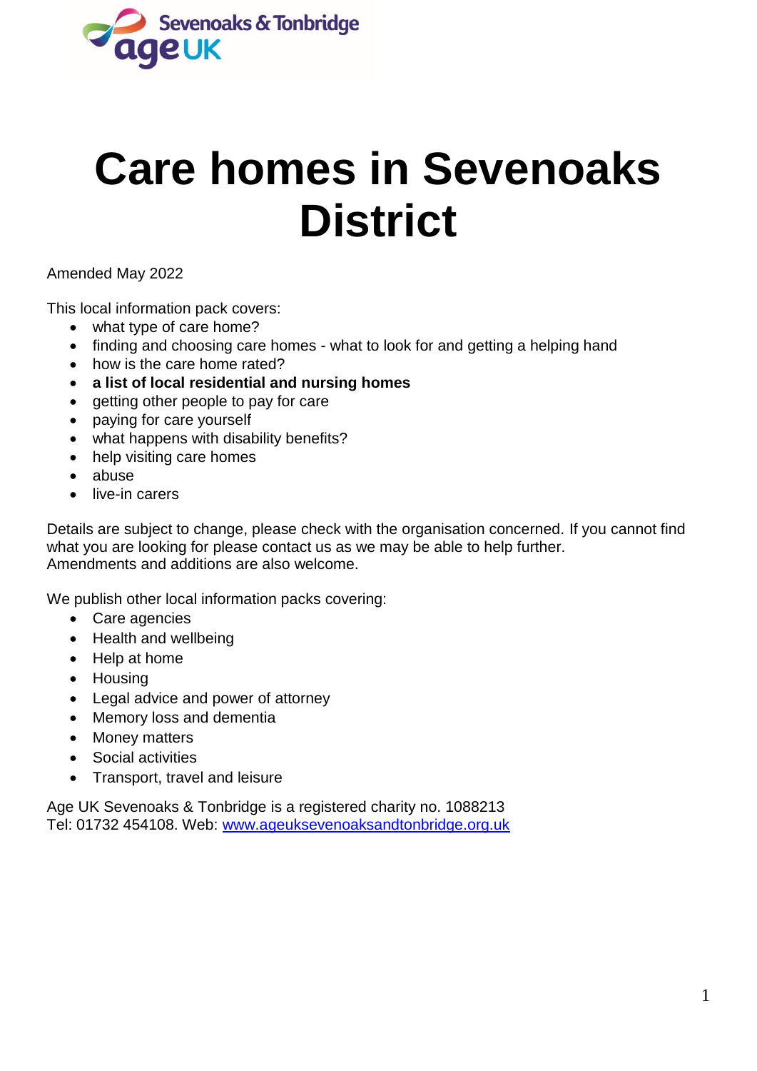Sevenoaks & Tonbridge age UK

# Care homes in Sevenoaks District

Amended May 2022

This local information pack covers:

- what type of care home?
- finding and choosing care homes - what to look for and getting a helping hand
- how is the care home rated?
- **a list of local residential and nursing homes**
- getting other people to pay for care
- paying for care yourself
- what happens with disability benefits?
- help visiting care homes
- abuse
- live-in carers

Details are subject to change, please check with the organisation concerned. If you cannot find what you are looking for please contact us as we may be able to help further.
Amendments and additions are also welcome.

We publish other local information packs covering:

- Care agencies
- Health and wellbeing
- Help at home
- Housing
- Legal advice and power of attorney
- Memory loss and dementia
- Money matters
- Social activities
- Transport, travel and leisure

Age UK Sevenoaks & Tonbridge is a registered charity no. 1088213
Tel: 01732 454108. Web: [www.ageuksevenoaksandtonbridge.org.uk](http://www.ageuksevenoaksandtonbridge.org.uk)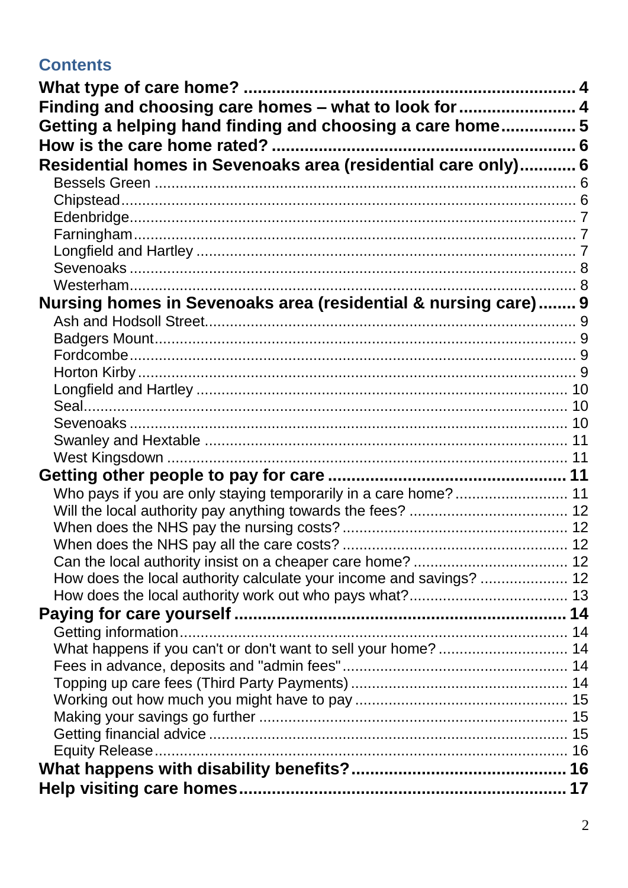## Contents

**What type of care home?** ........................................ 4
**Finding and choosing care homes – what to look for** ........................ 4
**Getting a helping hand finding and choosing a care home** ................ 5
**How is the care home rated?** ........................................ 6
**Residential homes in Sevenoaks area (residential care only)** ............ 6

- Bessels Green ........................................ 6
- Chipstead ........................................ 6
- Edenbridge ........................................ 7
- Farningham ........................................ 7
- Longfield and Hartley ........................................ 7
- Sevenoaks ........................................ 8
- Westerham ........................................ 8

**Nursing homes in Sevenoaks area (residential & nursing care)** ........ 9

- Ash and Hodsoll Street ........................................ 9
- Badgers Mount ........................................ 9
- Fordcombe ........................................ 9
- Horton Kirby ........................................ 9
- Longfield and Hartley ........................................ 10
- Seal ........................................ 10
- Sevenoaks ........................................ 10
- Swanley and Hextable ........................................ 11
- West Kingsdown ........................................ 11

**Getting other people to pay for care** ........................................ 11

- Who pays if you are only staying temporarily in a care home? ........................ 11
- Will the local authority pay anything towards the fees? ........................ 12
- When does the NHS pay the nursing costs? ........................ 12
- When does the NHS pay all the care costs? ........................ 12
- Can the local authority insist on a cheaper care home? ........................ 12
- How does the local authority calculate your income and savings? ........................ 12
- How does the local authority work out who pays what? ........................ 13

**Paying for care yourself** ........................................ 14

- Getting information ........................................ 14
- What happens if you can't or don't want to sell your home? ........................ 14
- Fees in advance, deposits and "admin fees" ........................ 14
- Topping up care fees (Third Party Payments) ........................ 14
- Working out how much you might have to pay ........................ 15
- Making your savings go further ........................................ 15
- Getting financial advice ........................................ 15
- Equity Release ........................................ 16

**What happens with disability benefits?** ........................................ 16
**Help visiting care homes** ........................................ 17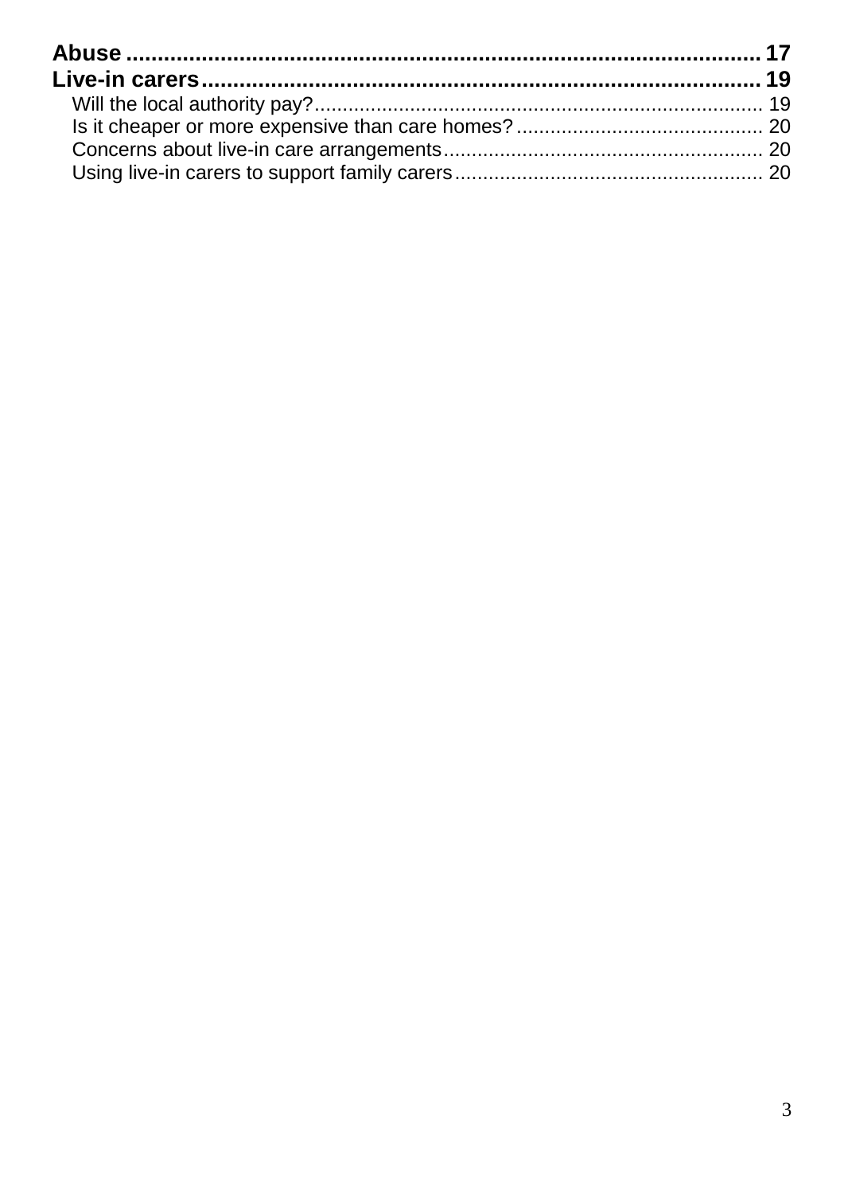**Abuse** .......................................................................................... **17**
**Live-in carers** .............................................................................. **19**
Will the local authority pay? ........................................................................ 19
Is it cheaper or more expensive than care homes? ........................................... 20
Concerns about live-in care arrangements ........................................................ 20
Using live-in carers to support family carers ...................................................... 20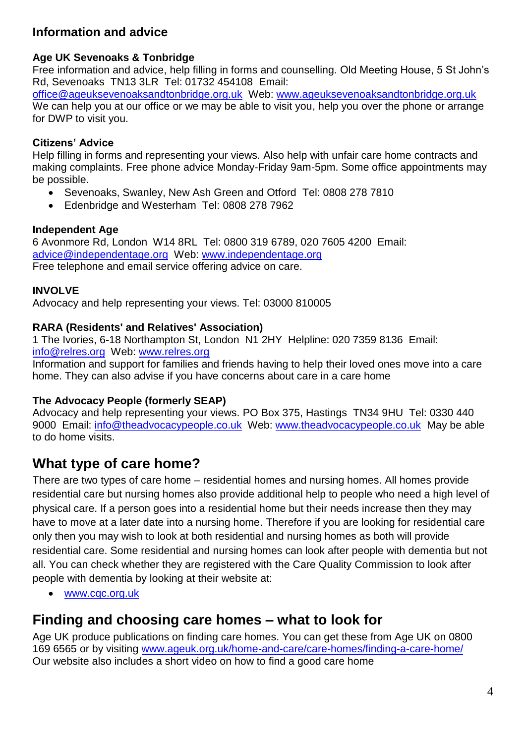### Information and advice

**Age UK Sevenoaks & Tonbridge**
Free information and advice, help filling in forms and counselling. Old Meeting House, 5 St John's Rd, Sevenoaks TN13 3LR Tel: 01732 454108 Email: office@ageuksevenoaksandtonbridge.org.uk Web: www.ageuksevenoaksandtonbridge.org.uk
We can help you at our office or we may be able to visit you, help you over the phone or arrange for DWP to visit you.

**Citizens' Advice**
Help filling in forms and representing your views. Also help with unfair care home contracts and making complaints. Free phone advice Monday-Friday 9am-5pm. Some office appointments may be possible.

- Sevenoaks, Swanley, New Ash Green and Otford Tel: 0808 278 7810
- Edenbridge and Westerham Tel: 0808 278 7962

**Independent Age**
6 Avonmore Rd, London W14 8RL Tel: 0800 319 6789, 020 7605 4200 Email: advice@independentage.org Web: www.independentage.org
Free telephone and email service offering advice on care.

**INVOLVE**
Advocacy and help representing your views. Tel: 03000 810005

**RARA (Residents' and Relatives' Association)**
1 The Ivories, 6-18 Northampton St, London N1 2HY Helpline: 020 7359 8136 Email: info@relres.org Web: www.relres.org
Information and support for families and friends having to help their loved ones move into a care home. They can also advise if you have concerns about care in a care home

**The Advocacy People (formerly SEAP)**
Advocacy and help representing your views. PO Box 375, Hastings TN34 9HU Tel: 0330 440 9000 Email: info@theadvocacypeople.co.uk Web: www.theadvocacypeople.co.uk May be able to do home visits.

## What type of care home?

There are two types of care home – residential homes and nursing homes. All homes provide residential care but nursing homes also provide additional help to people who need a high level of physical care. If a person goes into a residential home but their needs increase then they may have to move at a later date into a nursing home. Therefore if you are looking for residential care only then you may wish to look at both residential and nursing homes as both will provide residential care. Some residential and nursing homes can look after people with dementia but not all. You can check whether they are registered with the Care Quality Commission to look after people with dementia by looking at their website at:

- www.cqc.org.uk

## Finding and choosing care homes – what to look for

Age UK produce publications on finding care homes. You can get these from Age UK on 0800 169 6565 or by visiting www.ageuk.org.uk/home-and-care/care-homes/finding-a-care-home/
Our website also includes a short video on how to find a good care home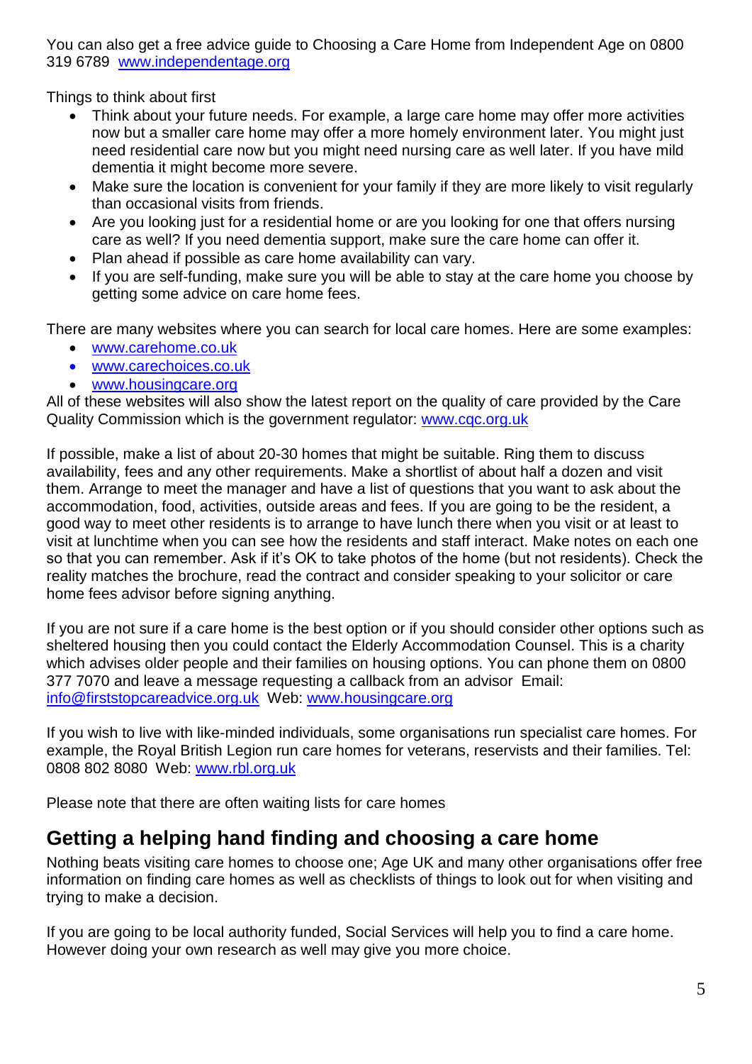You can also get a free advice guide to Choosing a Care Home from Independent Age on 0800 319 6789 [www.independentage.org](http://www.independentage.org)

Things to think about first

- Think about your future needs. For example, a large care home may offer more activities now but a smaller care home may offer a more homely environment later. You might just need residential care now but you might need nursing care as well later. If you have mild dementia it might become more severe.
- Make sure the location is convenient for your family if they are more likely to visit regularly than occasional visits from friends.
- Are you looking just for a residential home or are you looking for one that offers nursing care as well? If you need dementia support, make sure the care home can offer it.
- Plan ahead if possible as care home availability can vary.
- If you are self-funding, make sure you will be able to stay at the care home you choose by getting some advice on care home fees.

There are many websites where you can search for local care homes. Here are some examples:

- [www.carehome.co.uk](http://www.carehome.co.uk)
- [www.carechoices.co.uk](http://www.carechoices.co.uk)
- [www.housingcare.org](http://www.housingcare.org)

All of these websites will also show the latest report on the quality of care provided by the Care Quality Commission which is the government regulator: [www.cqc.org.uk](http://www.cqc.org.uk)

If possible, make a list of about 20-30 homes that might be suitable. Ring them to discuss availability, fees and any other requirements. Make a shortlist of about half a dozen and visit them. Arrange to meet the manager and have a list of questions that you want to ask about the accommodation, food, activities, outside areas and fees. If you are going to be the resident, a good way to meet other residents is to arrange to have lunch there when you visit or at least to visit at lunchtime when you can see how the residents and staff interact. Make notes on each one so that you can remember. Ask if it's OK to take photos of the home (but not residents). Check the reality matches the brochure, read the contract and consider speaking to your solicitor or care home fees advisor before signing anything.

If you are not sure if a care home is the best option or if you should consider other options such as sheltered housing then you could contact the Elderly Accommodation Counsel. This is a charity which advises older people and their families on housing options. You can phone them on 0800 377 7070 and leave a message requesting a callback from an advisor Email: [info@firststopcareadvice.org.uk](mailto:info@firststopcareadvice.org.uk) Web: [www.housingcare.org](http://www.housingcare.org)

If you wish to live with like-minded individuals, some organisations run specialist care homes. For example, the Royal British Legion run care homes for veterans, reservists and their families. Tel: 0808 802 8080 Web: [www.rbl.org.uk](http://www.rbl.org.uk)

Please note that there are often waiting lists for care homes

## Getting a helping hand finding and choosing a care home

Nothing beats visiting care homes to choose one; Age UK and many other organisations offer free information on finding care homes as well as checklists of things to look out for when visiting and trying to make a decision.

If you are going to be local authority funded, Social Services will help you to find a care home. However doing your own research as well may give you more choice.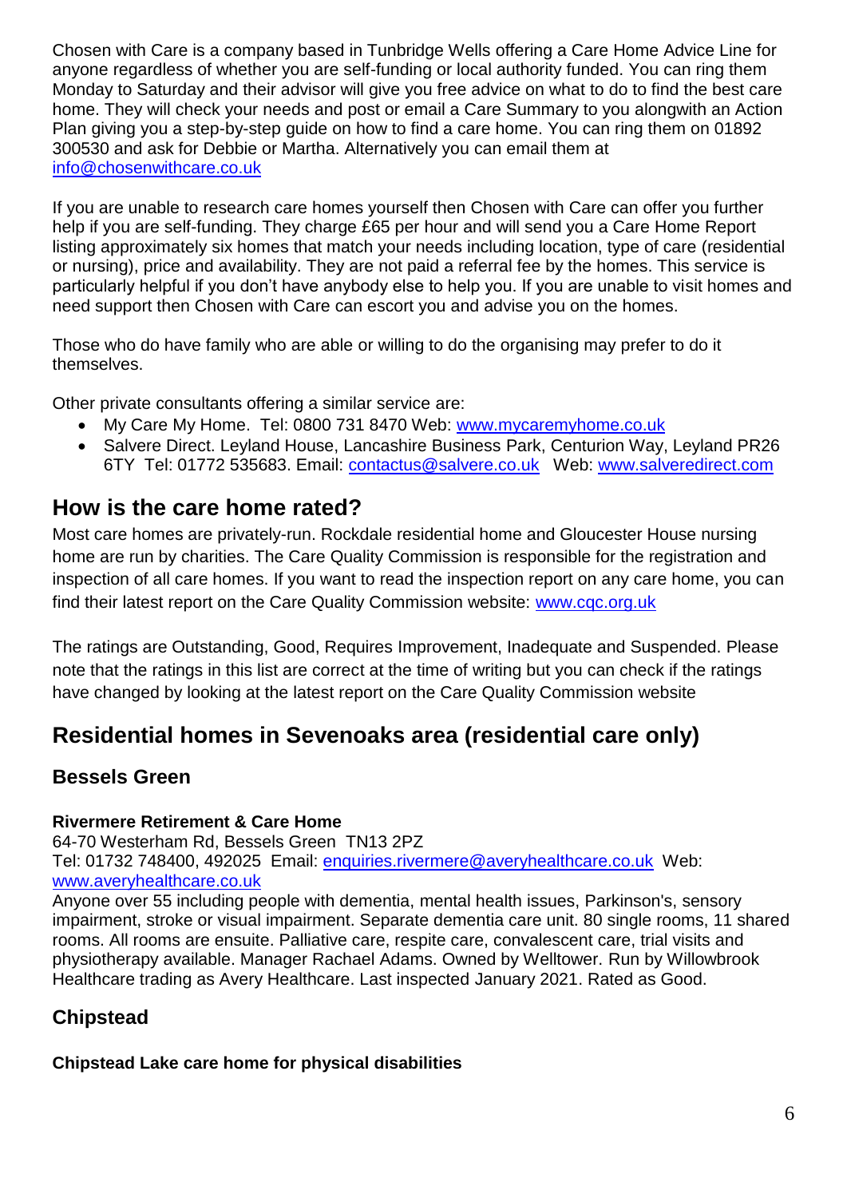Chosen with Care is a company based in Tunbridge Wells offering a Care Home Advice Line for anyone regardless of whether you are self-funding or local authority funded. You can ring them Monday to Saturday and their advisor will give you free advice on what to do to find the best care home. They will check your needs and post or email a Care Summary to you alongwith an Action Plan giving you a step-by-step guide on how to find a care home. You can ring them on 01892 300530 and ask for Debbie or Martha. Alternatively you can email them at info@chosenwithcare.co.uk

If you are unable to research care homes yourself then Chosen with Care can offer you further help if you are self-funding. They charge £65 per hour and will send you a Care Home Report listing approximately six homes that match your needs including location, type of care (residential or nursing), price and availability. They are not paid a referral fee by the homes. This service is particularly helpful if you don't have anybody else to help you. If you are unable to visit homes and need support then Chosen with Care can escort you and advise you on the homes.

Those who do have family who are able or willing to do the organising may prefer to do it themselves.

Other private consultants offering a similar service are:

- My Care My Home. Tel: 0800 731 8470 Web: www.mycaremyhome.co.uk
- Salvere Direct. Leyland House, Lancashire Business Park, Centurion Way, Leyland PR26 6TY Tel: 01772 535683. Email: contactus@salvere.co.uk Web: www.salveredirect.com

## How is the care home rated?

Most care homes are privately-run. Rockdale residential home and Gloucester House nursing home are run by charities. The Care Quality Commission is responsible for the registration and inspection of all care homes. If you want to read the inspection report on any care home, you can find their latest report on the Care Quality Commission website: www.cqc.org.uk

The ratings are Outstanding, Good, Requires Improvement, Inadequate and Suspended. Please note that the ratings in this list are correct at the time of writing but you can check if the ratings have changed by looking at the latest report on the Care Quality Commission website

## Residential homes in Sevenoaks area (residential care only)

### Bessels Green

**Rivermere Retirement & Care Home**
64-70 Westerham Rd, Bessels Green TN13 2PZ
Tel: 01732 748400, 492025 Email: enquiries.rivermere@averyhealthcare.co.uk Web: www.averyhealthcare.co.uk
Anyone over 55 including people with dementia, mental health issues, Parkinson's, sensory impairment, stroke or visual impairment. Separate dementia care unit. 80 single rooms, 11 shared rooms. All rooms are ensuite. Palliative care, respite care, convalescent care, trial visits and physiotherapy available. Manager Rachael Adams. Owned by Welltower. Run by Willowbrook Healthcare trading as Avery Healthcare. Last inspected January 2021. Rated as Good.

### Chipstead

**Chipstead Lake care home for physical disabilities**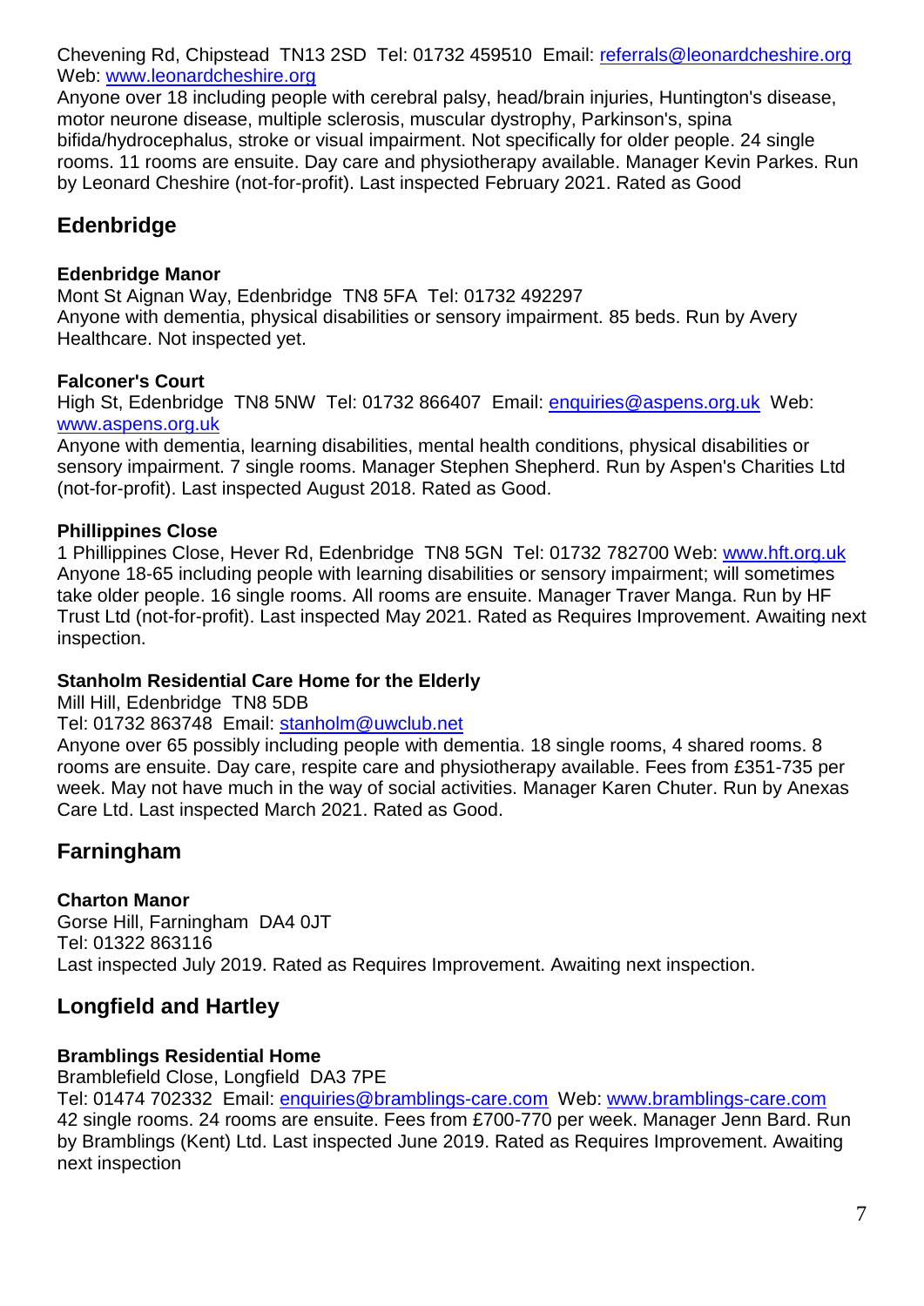Chevening Rd, Chipstead TN13 2SD Tel: 01732 459510 Email: referrals@leonardcheshire.org Web: www.leonardcheshire.org
Anyone over 18 including people with cerebral palsy, head/brain injuries, Huntington's disease, motor neurone disease, multiple sclerosis, muscular dystrophy, Parkinson's, spina bifida/hydrocephalus, stroke or visual impairment. Not specifically for older people. 24 single rooms. 11 rooms are ensuite. Day care and physiotherapy available. Manager Kevin Parkes. Run by Leonard Cheshire (not-for-profit). Last inspected February 2021. Rated as Good

## Edenbridge

**Edenbridge Manor**
Mont St Aignan Way, Edenbridge TN8 5FA Tel: 01732 492297
Anyone with dementia, physical disabilities or sensory impairment. 85 beds. Run by Avery Healthcare. Not inspected yet.

**Falconer's Court**
High St, Edenbridge TN8 5NW Tel: 01732 866407 Email: enquiries@aspens.org.uk Web: www.aspens.org.uk
Anyone with dementia, learning disabilities, mental health conditions, physical disabilities or sensory impairment. 7 single rooms. Manager Stephen Shepherd. Run by Aspen's Charities Ltd (not-for-profit). Last inspected August 2018. Rated as Good.

**Phillippines Close**
1 Phillippines Close, Hever Rd, Edenbridge TN8 5GN Tel: 01732 782700 Web: www.hft.org.uk
Anyone 18-65 including people with learning disabilities or sensory impairment; will sometimes take older people. 16 single rooms. All rooms are ensuite. Manager Traver Manga. Run by HF Trust Ltd (not-for-profit). Last inspected May 2021. Rated as Requires Improvement. Awaiting next inspection.

**Stanholm Residential Care Home for the Elderly**
Mill Hill, Edenbridge TN8 5DB
Tel: 01732 863748 Email: stanholm@uwclub.net
Anyone over 65 possibly including people with dementia. 18 single rooms, 4 shared rooms. 8 rooms are ensuite. Day care, respite care and physiotherapy available. Fees from £351-735 per week. May not have much in the way of social activities. Manager Karen Chuter. Run by Anexas Care Ltd. Last inspected March 2021. Rated as Good.

## Farningham

**Charton Manor**
Gorse Hill, Farningham DA4 0JT
Tel: 01322 863116
Last inspected July 2019. Rated as Requires Improvement. Awaiting next inspection.

## Longfield and Hartley

**Bramblings Residential Home**
Bramblefield Close, Longfield DA3 7PE
Tel: 01474 702332 Email: enquiries@bramblings-care.com Web: www.bramblings-care.com
42 single rooms. 24 rooms are ensuite. Fees from £700-770 per week. Manager Jenn Bard. Run by Bramblings (Kent) Ltd. Last inspected June 2019. Rated as Requires Improvement. Awaiting next inspection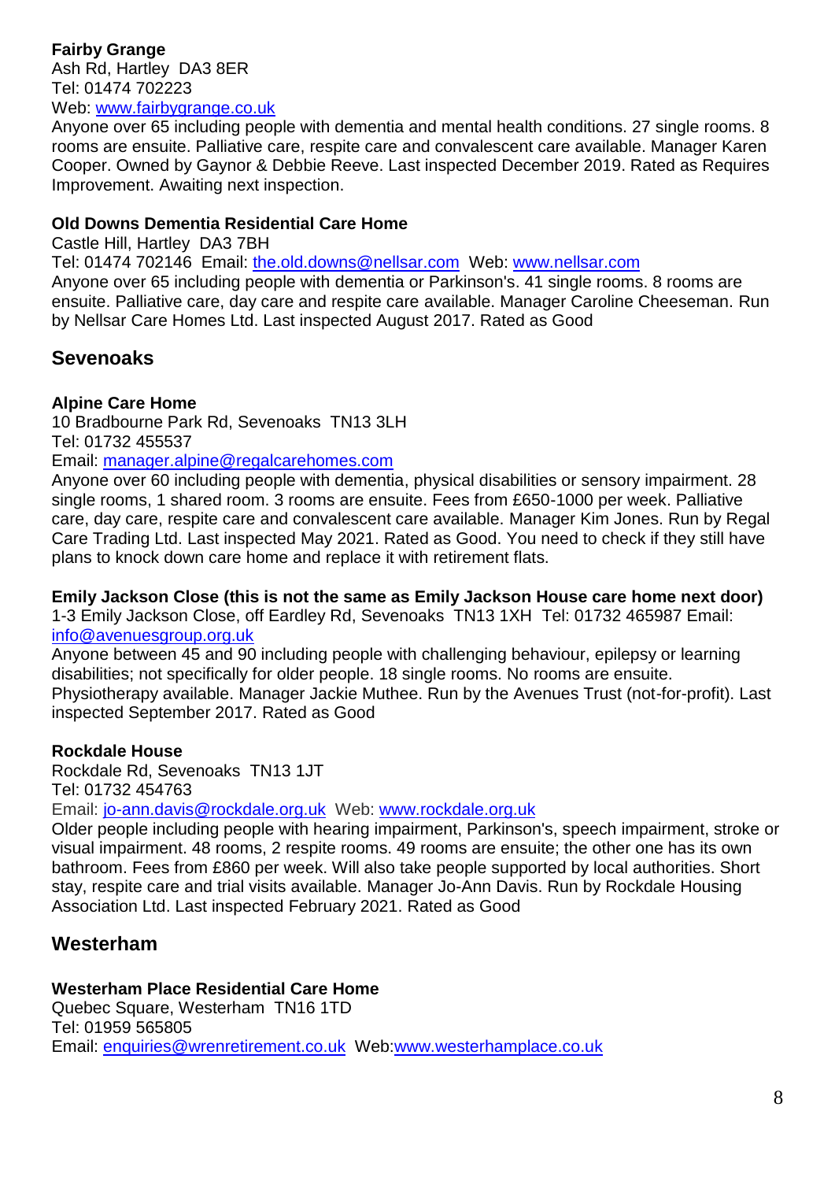**Fairby Grange**
Ash Rd, Hartley  DA3 8ER
Tel: 01474 702223
Web: [www.fairbygrange.co.uk](http://www.fairbygrange.co.uk)
Anyone over 65 including people with dementia and mental health conditions. 27 single rooms. 8 rooms are ensuite. Palliative care, respite care and convalescent care available. Manager Karen Cooper. Owned by Gaynor & Debbie Reeve. Last inspected December 2019. Rated as Requires Improvement. Awaiting next inspection.

**Old Downs Dementia Residential Care Home**
Castle Hill, Hartley  DA3 7BH
Tel: 01474 702146  Email: [the.old.downs@nellsar.com](mailto:the.old.downs@nellsar.com)  Web: [www.nellsar.com](http://www.nellsar.com)
Anyone over 65 including people with dementia or Parkinson's. 41 single rooms. 8 rooms are ensuite. Palliative care, day care and respite care available. Manager Caroline Cheeseman. Run by Nellsar Care Homes Ltd. Last inspected August 2017. Rated as Good

## Sevenoaks

**Alpine Care Home**
10 Bradbourne Park Rd, Sevenoaks  TN13 3LH
Tel: 01732 455537
Email: [manager.alpine@regalcarehomes.com](mailto:manager.alpine@regalcarehomes.com)
Anyone over 60 including people with dementia, physical disabilities or sensory impairment. 28 single rooms, 1 shared room. 3 rooms are ensuite. Fees from £650-1000 per week. Palliative care, day care, respite care and convalescent care available. Manager Kim Jones. Run by Regal Care Trading Ltd. Last inspected May 2021. Rated as Good. You need to check if they still have plans to knock down care home and replace it with retirement flats.

**Emily Jackson Close (this is not the same as Emily Jackson House care home next door)**
1-3 Emily Jackson Close, off Eardley Rd, Sevenoaks  TN13 1XH  Tel: 01732 465987 Email: [info@avenuesgroup.org.uk](mailto:info@avenuesgroup.org.uk)
Anyone between 45 and 90 including people with challenging behaviour, epilepsy or learning disabilities; not specifically for older people. 18 single rooms. No rooms are ensuite. Physiotherapy available. Manager Jackie Muthee. Run by the Avenues Trust (not-for-profit). Last inspected September 2017. Rated as Good

**Rockdale House**
Rockdale Rd, Sevenoaks  TN13 1JT
Tel: 01732 454763
Email: [jo-ann.davis@rockdale.org.uk](mailto:jo-ann.davis@rockdale.org.uk)  Web: [www.rockdale.org.uk](http://www.rockdale.org.uk)
Older people including people with hearing impairment, Parkinson's, speech impairment, stroke or visual impairment. 48 rooms, 2 respite rooms. 49 rooms are ensuite; the other one has its own bathroom. Fees from £860 per week. Will also take people supported by local authorities. Short stay, respite care and trial visits available. Manager Jo-Ann Davis. Run by Rockdale Housing Association Ltd. Last inspected February 2021. Rated as Good

## Westerham

**Westerham Place Residential Care Home**
Quebec Square, Westerham  TN16 1TD
Tel: 01959 565805
Email: [enquiries@wrenretirement.co.uk](mailto:enquiries@wrenretirement.co.uk)  Web:[www.westerhamplace.co.uk](http://www.westerhamplace.co.uk)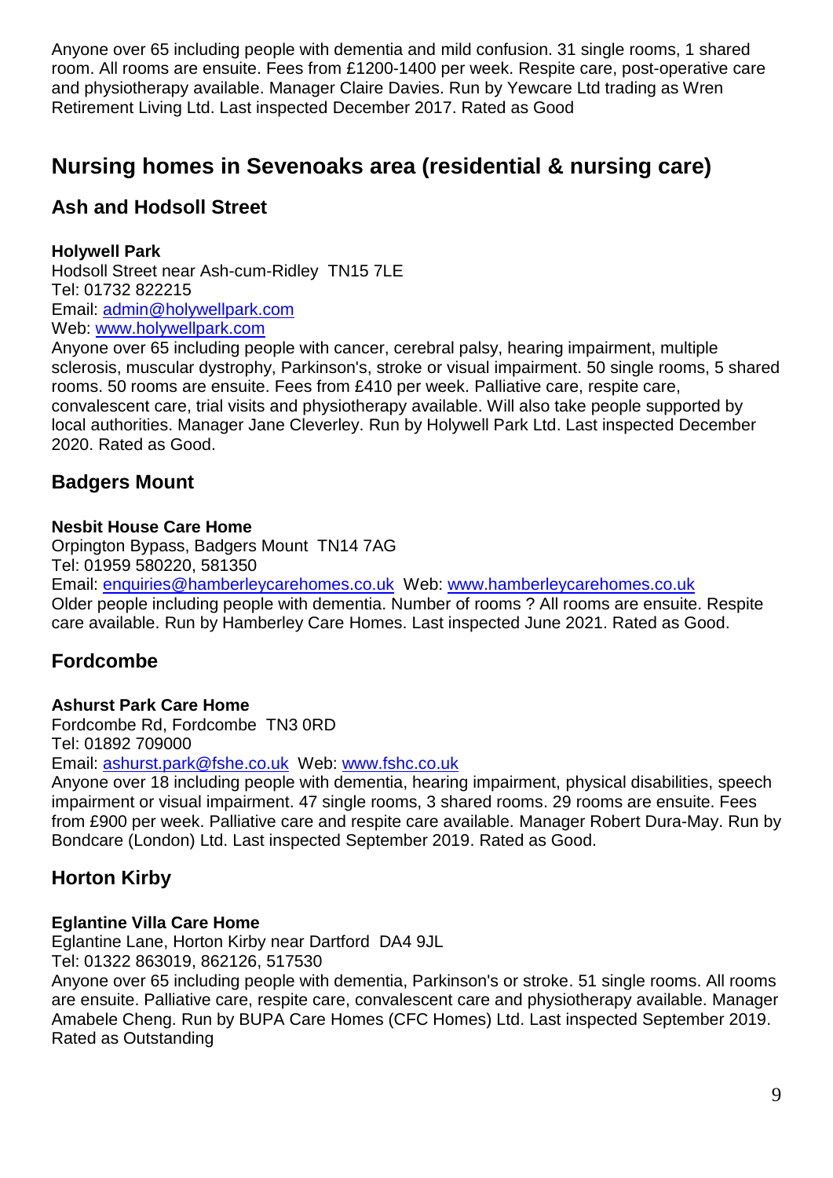Anyone over 65 including people with dementia and mild confusion. 31 single rooms, 1 shared room. All rooms are ensuite. Fees from £1200-1400 per week. Respite care, post-operative care and physiotherapy available. Manager Claire Davies. Run by Yewcare Ltd trading as Wren Retirement Living Ltd. Last inspected December 2017. Rated as Good

## Nursing homes in Sevenoaks area (residential & nursing care)

### Ash and Hodsoll Street

**Holywell Park**
Hodsoll Street near Ash-cum-Ridley TN15 7LE
Tel: 01732 822215
Email: admin@holywellpark.com
Web: www.holywellpark.com
Anyone over 65 including people with cancer, cerebral palsy, hearing impairment, multiple sclerosis, muscular dystrophy, Parkinson's, stroke or visual impairment. 50 single rooms, 5 shared rooms. 50 rooms are ensuite. Fees from £410 per week. Palliative care, respite care, convalescent care, trial visits and physiotherapy available. Will also take people supported by local authorities. Manager Jane Cleverley. Run by Holywell Park Ltd. Last inspected December 2020. Rated as Good.

### Badgers Mount

**Nesbit House Care Home**
Orpington Bypass, Badgers Mount TN14 7AG
Tel: 01959 580220, 581350
Email: enquiries@hamberleycarehomes.co.uk Web: www.hamberleycarehomes.co.uk
Older people including people with dementia. Number of rooms ? All rooms are ensuite. Respite care available. Run by Hamberley Care Homes. Last inspected June 2021. Rated as Good.

### Fordcombe

**Ashurst Park Care Home**
Fordcombe Rd, Fordcombe TN3 0RD
Tel: 01892 709000
Email: ashurst.park@fshe.co.uk Web: www.fshc.co.uk
Anyone over 18 including people with dementia, hearing impairment, physical disabilities, speech impairment or visual impairment. 47 single rooms, 3 shared rooms. 29 rooms are ensuite. Fees from £900 per week. Palliative care and respite care available. Manager Robert Dura-May. Run by Bondcare (London) Ltd. Last inspected September 2019. Rated as Good.

### Horton Kirby

**Eglantine Villa Care Home**
Eglantine Lane, Horton Kirby near Dartford DA4 9JL
Tel: 01322 863019, 862126, 517530
Anyone over 65 including people with dementia, Parkinson's or stroke. 51 single rooms. All rooms are ensuite. Palliative care, respite care, convalescent care and physiotherapy available. Manager Amabele Cheng. Run by BUPA Care Homes (CFC Homes) Ltd. Last inspected September 2019. Rated as Outstanding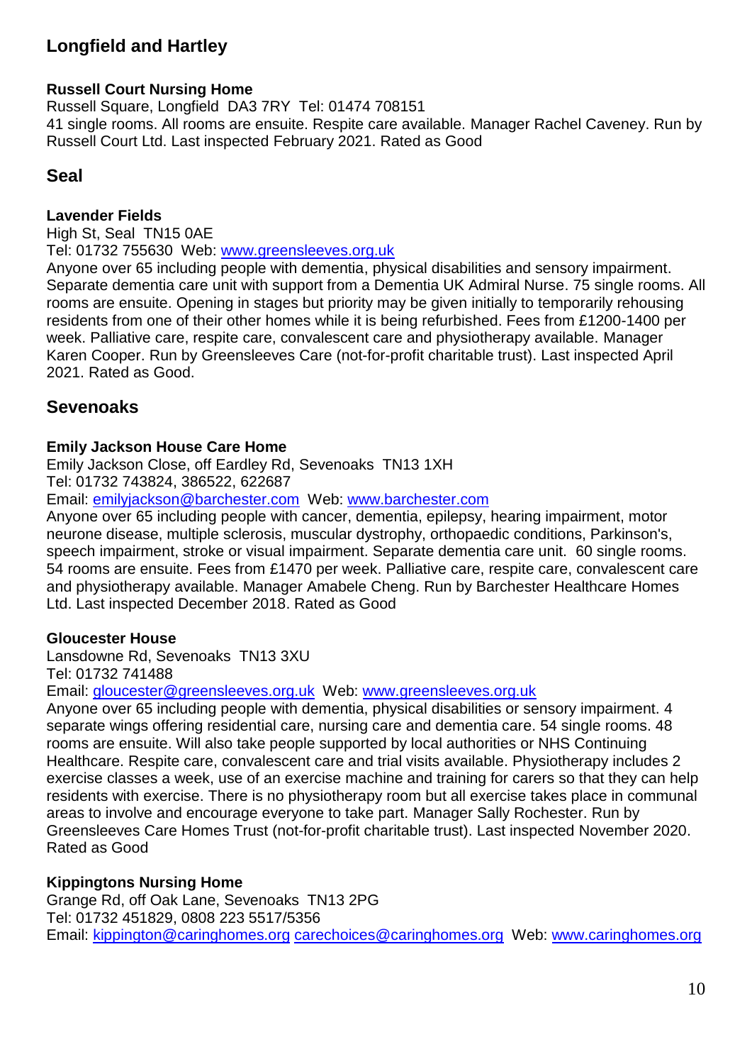## Longfield and Hartley

**Russell Court Nursing Home**

Russell Square, Longfield  DA3 7RY  Tel: 01474 708151
41 single rooms. All rooms are ensuite. Respite care available. Manager Rachel Caveney. Run by Russell Court Ltd. Last inspected February 2021. Rated as Good

## Seal

**Lavender Fields**

High St, Seal  TN15 0AE
Tel: 01732 755630  Web: www.greensleeves.org.uk
Anyone over 65 including people with dementia, physical disabilities and sensory impairment. Separate dementia care unit with support from a Dementia UK Admiral Nurse. 75 single rooms. All rooms are ensuite. Opening in stages but priority may be given initially to temporarily rehousing residents from one of their other homes while it is being refurbished. Fees from £1200-1400 per week. Palliative care, respite care, convalescent care and physiotherapy available. Manager Karen Cooper. Run by Greensleeves Care (not-for-profit charitable trust). Last inspected April 2021. Rated as Good.

## Sevenoaks

**Emily Jackson House Care Home**

Emily Jackson Close, off Eardley Rd, Sevenoaks  TN13 1XH
Tel: 01732 743824, 386522, 622687
Email: emilyjackson@barchester.com  Web: www.barchester.com
Anyone over 65 including people with cancer, dementia, epilepsy, hearing impairment, motor neurone disease, multiple sclerosis, muscular dystrophy, orthopaedic conditions, Parkinson's, speech impairment, stroke or visual impairment. Separate dementia care unit.  60 single rooms. 54 rooms are ensuite. Fees from £1470 per week. Palliative care, respite care, convalescent care and physiotherapy available. Manager Amabele Cheng. Run by Barchester Healthcare Homes Ltd. Last inspected December 2018. Rated as Good

**Gloucester House**

Lansdowne Rd, Sevenoaks  TN13 3XU
Tel: 01732 741488
Email: gloucester@greensleeves.org.uk  Web: www.greensleeves.org.uk
Anyone over 65 including people with dementia, physical disabilities or sensory impairment. 4 separate wings offering residential care, nursing care and dementia care. 54 single rooms. 48 rooms are ensuite. Will also take people supported by local authorities or NHS Continuing Healthcare. Respite care, convalescent care and trial visits available. Physiotherapy includes 2 exercise classes a week, use of an exercise machine and training for carers so that they can help residents with exercise. There is no physiotherapy room but all exercise takes place in communal areas to involve and encourage everyone to take part. Manager Sally Rochester. Run by Greensleeves Care Homes Trust (not-for-profit charitable trust). Last inspected November 2020. Rated as Good

**Kippingtons Nursing Home**

Grange Rd, off Oak Lane, Sevenoaks  TN13 2PG
Tel: 01732 451829, 0808 223 5517/5356
Email: kippington@caringhomes.org carechoices@caringhomes.org  Web: www.caringhomes.org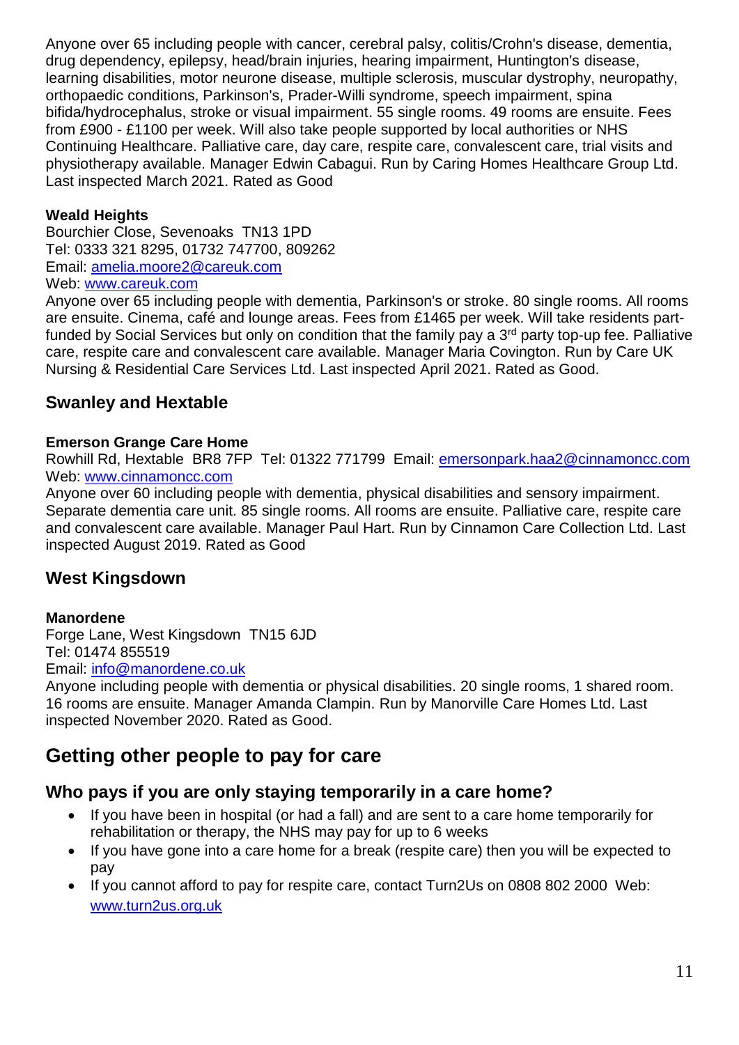Anyone over 65 including people with cancer, cerebral palsy, colitis/Crohn's disease, dementia, drug dependency, epilepsy, head/brain injuries, hearing impairment, Huntington's disease, learning disabilities, motor neurone disease, multiple sclerosis, muscular dystrophy, neuropathy, orthopaedic conditions, Parkinson's, Prader-Willi syndrome, speech impairment, spina bifida/hydrocephalus, stroke or visual impairment. 55 single rooms. 49 rooms are ensuite. Fees from £900 - £1100 per week. Will also take people supported by local authorities or NHS Continuing Healthcare. Palliative care, day care, respite care, convalescent care, trial visits and physiotherapy available. Manager Edwin Cabagui. Run by Caring Homes Healthcare Group Ltd. Last inspected March 2021. Rated as Good

**Weald Heights**
Bourchier Close, Sevenoaks  TN13 1PD
Tel: 0333 321 8295, 01732 747700, 809262
Email: amelia.moore2@careuk.com
Web: www.careuk.com
Anyone over 65 including people with dementia, Parkinson's or stroke. 80 single rooms. All rooms are ensuite. Cinema, café and lounge areas. Fees from £1465 per week. Will take residents part-funded by Social Services but only on condition that the family pay a 3rd party top-up fee. Palliative care, respite care and convalescent care available. Manager Maria Covington. Run by Care UK Nursing & Residential Care Services Ltd. Last inspected April 2021. Rated as Good.

## Swanley and Hextable

**Emerson Grange Care Home**
Rowhill Rd, Hextable  BR8 7FP  Tel: 01322 771799  Email: emersonpark.haa2@cinnamoncc.com
Web: www.cinnamoncc.com
Anyone over 60 including people with dementia, physical disabilities and sensory impairment. Separate dementia care unit. 85 single rooms. All rooms are ensuite. Palliative care, respite care and convalescent care available. Manager Paul Hart. Run by Cinnamon Care Collection Ltd. Last inspected August 2019. Rated as Good

## West Kingsdown

**Manordene**
Forge Lane, West Kingsdown  TN15 6JD
Tel: 01474 855519
Email: info@manordene.co.uk
Anyone including people with dementia or physical disabilities. 20 single rooms, 1 shared room. 16 rooms are ensuite. Manager Amanda Clampin. Run by Manorville Care Homes Ltd. Last inspected November 2020. Rated as Good.

# Getting other people to pay for care

## Who pays if you are only staying temporarily in a care home?

- If you have been in hospital (or had a fall) and are sent to a care home temporarily for rehabilitation or therapy, the NHS may pay for up to 6 weeks
- If you have gone into a care home for a break (respite care) then you will be expected to pay
- If you cannot afford to pay for respite care, contact Turn2Us on 0808 802 2000  Web: www.turn2us.org.uk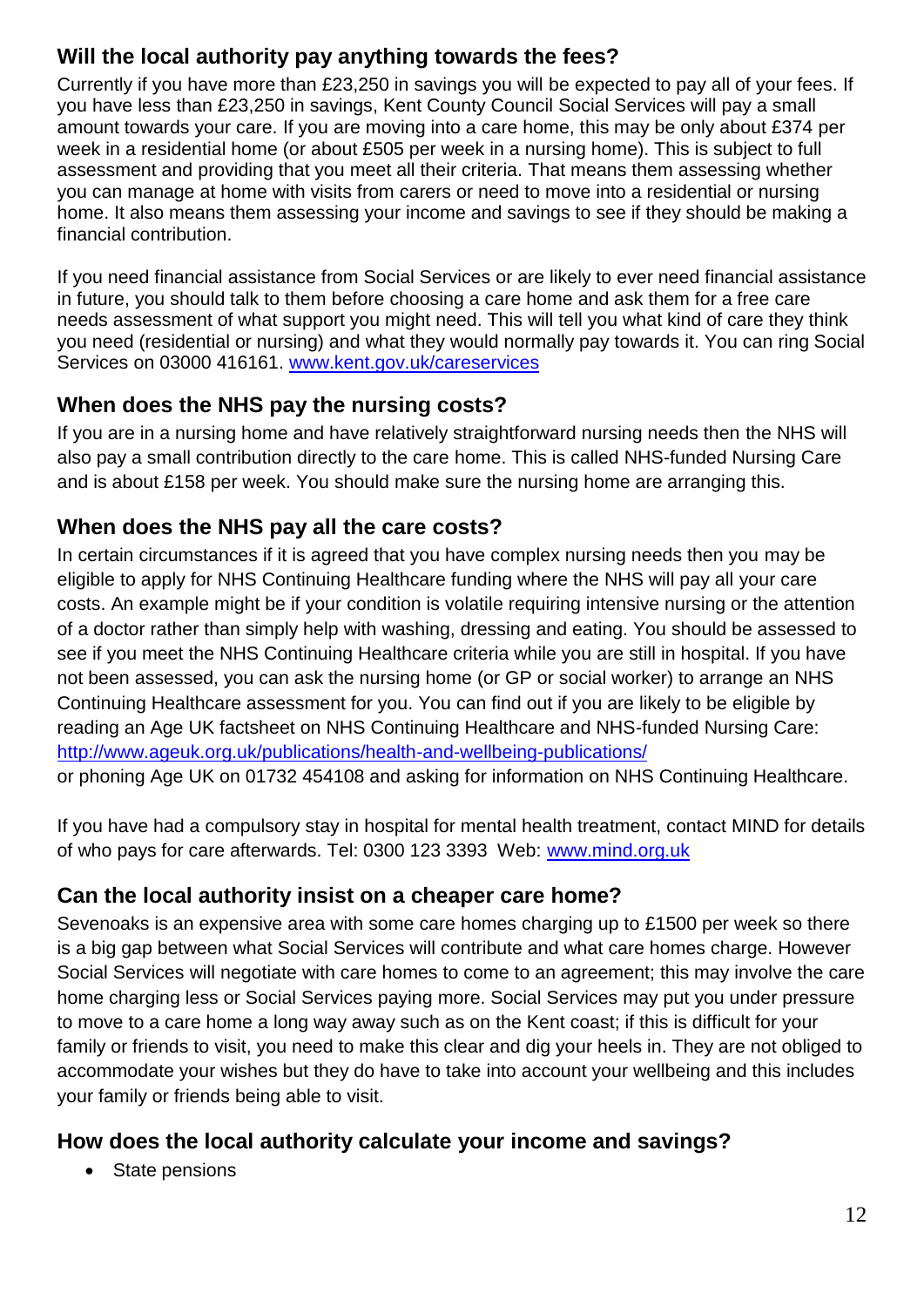## Will the local authority pay anything towards the fees?

Currently if you have more than £23,250 in savings you will be expected to pay all of your fees. If you have less than £23,250 in savings, Kent County Council Social Services will pay a small amount towards your care. If you are moving into a care home, this may be only about £374 per week in a residential home (or about £505 per week in a nursing home). This is subject to full assessment and providing that you meet all their criteria. That means them assessing whether you can manage at home with visits from carers or need to move into a residential or nursing home. It also means them assessing your income and savings to see if they should be making a financial contribution.

If you need financial assistance from Social Services or are likely to ever need financial assistance in future, you should talk to them before choosing a care home and ask them for a free care needs assessment of what support you might need. This will tell you what kind of care they think you need (residential or nursing) and what they would normally pay towards it. You can ring Social Services on 03000 416161. [www.kent.gov.uk/careservices](www.kent.gov.uk/careservices)

## When does the NHS pay the nursing costs?

If you are in a nursing home and have relatively straightforward nursing needs then the NHS will also pay a small contribution directly to the care home. This is called NHS-funded Nursing Care and is about £158 per week. You should make sure the nursing home are arranging this.

## When does the NHS pay all the care costs?

In certain circumstances if it is agreed that you have complex nursing needs then you may be eligible to apply for NHS Continuing Healthcare funding where the NHS will pay all your care costs. An example might be if your condition is volatile requiring intensive nursing or the attention of a doctor rather than simply help with washing, dressing and eating. You should be assessed to see if you meet the NHS Continuing Healthcare criteria while you are still in hospital. If you have not been assessed, you can ask the nursing home (or GP or social worker) to arrange an NHS Continuing Healthcare assessment for you. You can find out if you are likely to be eligible by reading an Age UK factsheet on NHS Continuing Healthcare and NHS-funded Nursing Care: [http://www.ageuk.org.uk/publications/health-and-wellbeing-publications/](http://www.ageuk.org.uk/publications/health-and-wellbeing-publications/)
or phoning Age UK on 01732 454108 and asking for information on NHS Continuing Healthcare.

If you have had a compulsory stay in hospital for mental health treatment, contact MIND for details of who pays for care afterwards. Tel: 0300 123 3393 Web: [www.mind.org.uk](www.mind.org.uk)

## Can the local authority insist on a cheaper care home?

Sevenoaks is an expensive area with some care homes charging up to £1500 per week so there is a big gap between what Social Services will contribute and what care homes charge. However Social Services will negotiate with care homes to come to an agreement; this may involve the care home charging less or Social Services paying more. Social Services may put you under pressure to move to a care home a long way away such as on the Kent coast; if this is difficult for your family or friends to visit, you need to make this clear and dig your heels in. They are not obliged to accommodate your wishes but they do have to take into account your wellbeing and this includes your family or friends being able to visit.

## How does the local authority calculate your income and savings?

- State pensions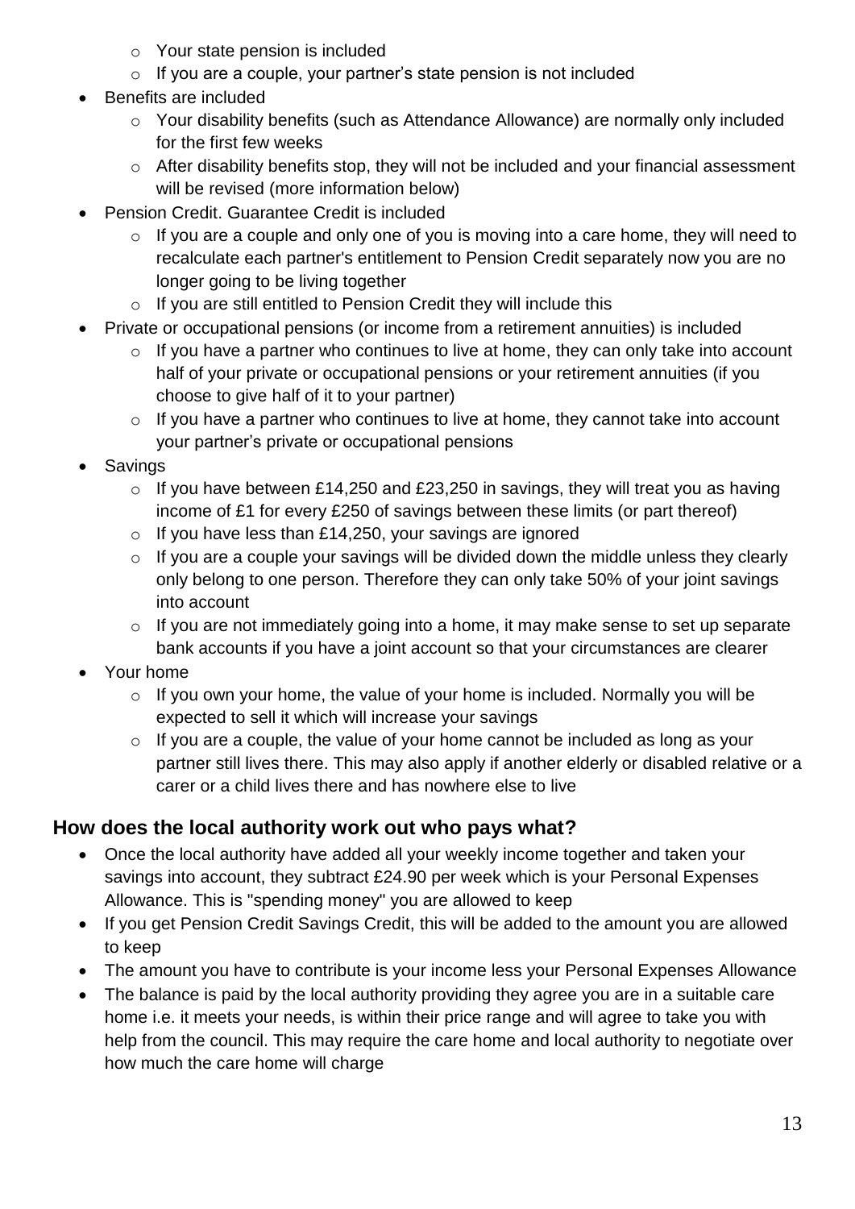- Your state pension is included
  - If you are a couple, your partner's state pension is not included
- Benefits are included
  - Your disability benefits (such as Attendance Allowance) are normally only included for the first few weeks
  - After disability benefits stop, they will not be included and your financial assessment will be revised (more information below)
- Pension Credit. Guarantee Credit is included
  - If you are a couple and only one of you is moving into a care home, they will need to recalculate each partner's entitlement to Pension Credit separately now you are no longer going to be living together
  - If you are still entitled to Pension Credit they will include this
- Private or occupational pensions (or income from a retirement annuities) is included
  - If you have a partner who continues to live at home, they can only take into account half of your private or occupational pensions or your retirement annuities (if you choose to give half of it to your partner)
  - If you have a partner who continues to live at home, they cannot take into account your partner's private or occupational pensions
- Savings
  - If you have between £14,250 and £23,250 in savings, they will treat you as having income of £1 for every £250 of savings between these limits (or part thereof)
  - If you have less than £14,250, your savings are ignored
  - If you are a couple your savings will be divided down the middle unless they clearly only belong to one person. Therefore they can only take 50% of your joint savings into account
  - If you are not immediately going into a home, it may make sense to set up separate bank accounts if you have a joint account so that your circumstances are clearer
- Your home
  - If you own your home, the value of your home is included. Normally you will be expected to sell it which will increase your savings
  - If you are a couple, the value of your home cannot be included as long as your partner still lives there. This may also apply if another elderly or disabled relative or a carer or a child lives there and has nowhere else to live

## How does the local authority work out who pays what?

- Once the local authority have added all your weekly income together and taken your savings into account, they subtract £24.90 per week which is your Personal Expenses Allowance. This is "spending money" you are allowed to keep
- If you get Pension Credit Savings Credit, this will be added to the amount you are allowed to keep
- The amount you have to contribute is your income less your Personal Expenses Allowance
- The balance is paid by the local authority providing they agree you are in a suitable care home i.e. it meets your needs, is within their price range and will agree to take you with help from the council. This may require the care home and local authority to negotiate over how much the care home will charge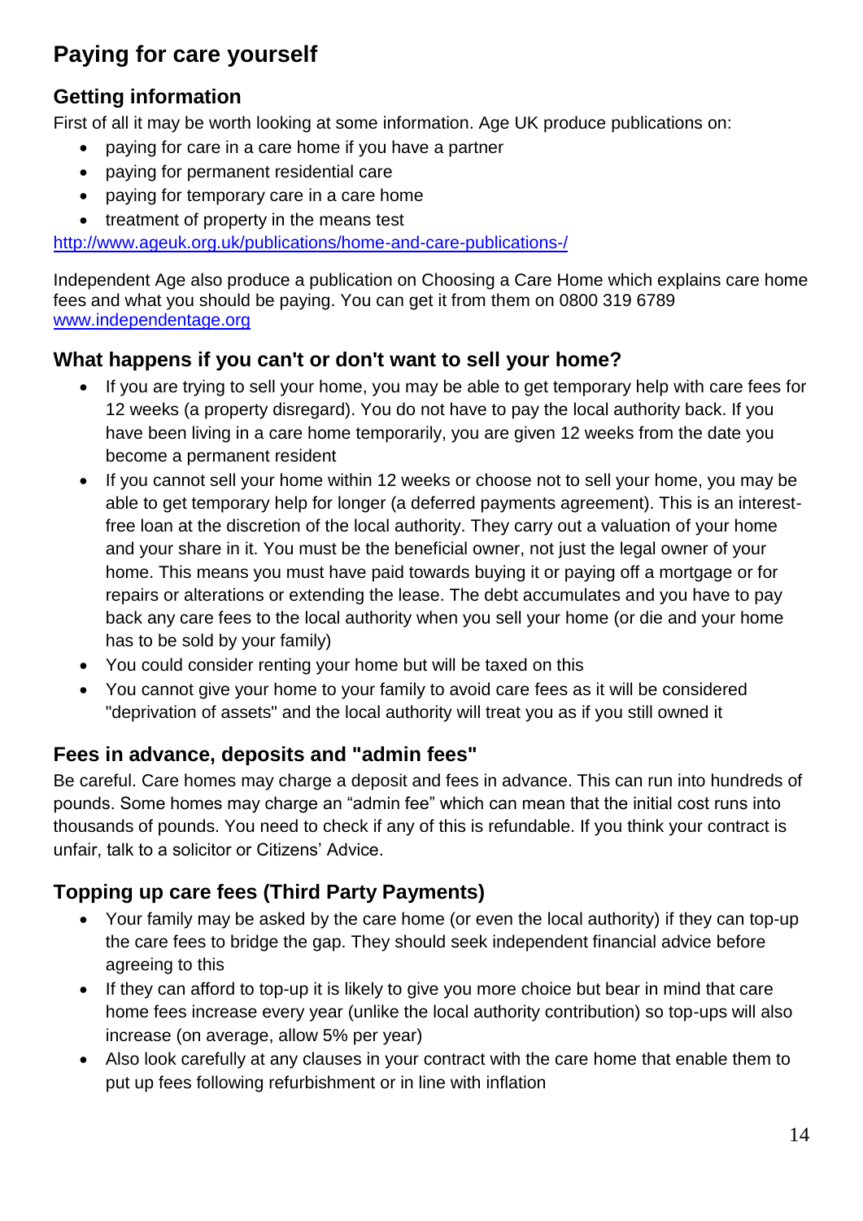## Paying for care yourself

### Getting information

First of all it may be worth looking at some information. Age UK produce publications on:

- paying for care in a care home if you have a partner
- paying for permanent residential care
- paying for temporary care in a care home
- treatment of property in the means test

http://www.ageuk.org.uk/publications/home-and-care-publications-/

Independent Age also produce a publication on Choosing a Care Home which explains care home fees and what you should be paying. You can get it from them on 0800 319 6789 www.independentage.org

### What happens if you can't or don't want to sell your home?

- If you are trying to sell your home, you may be able to get temporary help with care fees for 12 weeks (a property disregard). You do not have to pay the local authority back. If you have been living in a care home temporarily, you are given 12 weeks from the date you become a permanent resident
- If you cannot sell your home within 12 weeks or choose not to sell your home, you may be able to get temporary help for longer (a deferred payments agreement). This is an interest-free loan at the discretion of the local authority. They carry out a valuation of your home and your share in it. You must be the beneficial owner, not just the legal owner of your home. This means you must have paid towards buying it or paying off a mortgage or for repairs or alterations or extending the lease. The debt accumulates and you have to pay back any care fees to the local authority when you sell your home (or die and your home has to be sold by your family)
- You could consider renting your home but will be taxed on this
- You cannot give your home to your family to avoid care fees as it will be considered "deprivation of assets" and the local authority will treat you as if you still owned it

### Fees in advance, deposits and "admin fees"

Be careful. Care homes may charge a deposit and fees in advance. This can run into hundreds of pounds. Some homes may charge an "admin fee" which can mean that the initial cost runs into thousands of pounds. You need to check if any of this is refundable. If you think your contract is unfair, talk to a solicitor or Citizens' Advice.

### Topping up care fees (Third Party Payments)

- Your family may be asked by the care home (or even the local authority) if they can top-up the care fees to bridge the gap. They should seek independent financial advice before agreeing to this
- If they can afford to top-up it is likely to give you more choice but bear in mind that care home fees increase every year (unlike the local authority contribution) so top-ups will also increase (on average, allow 5% per year)
- Also look carefully at any clauses in your contract with the care home that enable them to put up fees following refurbishment or in line with inflation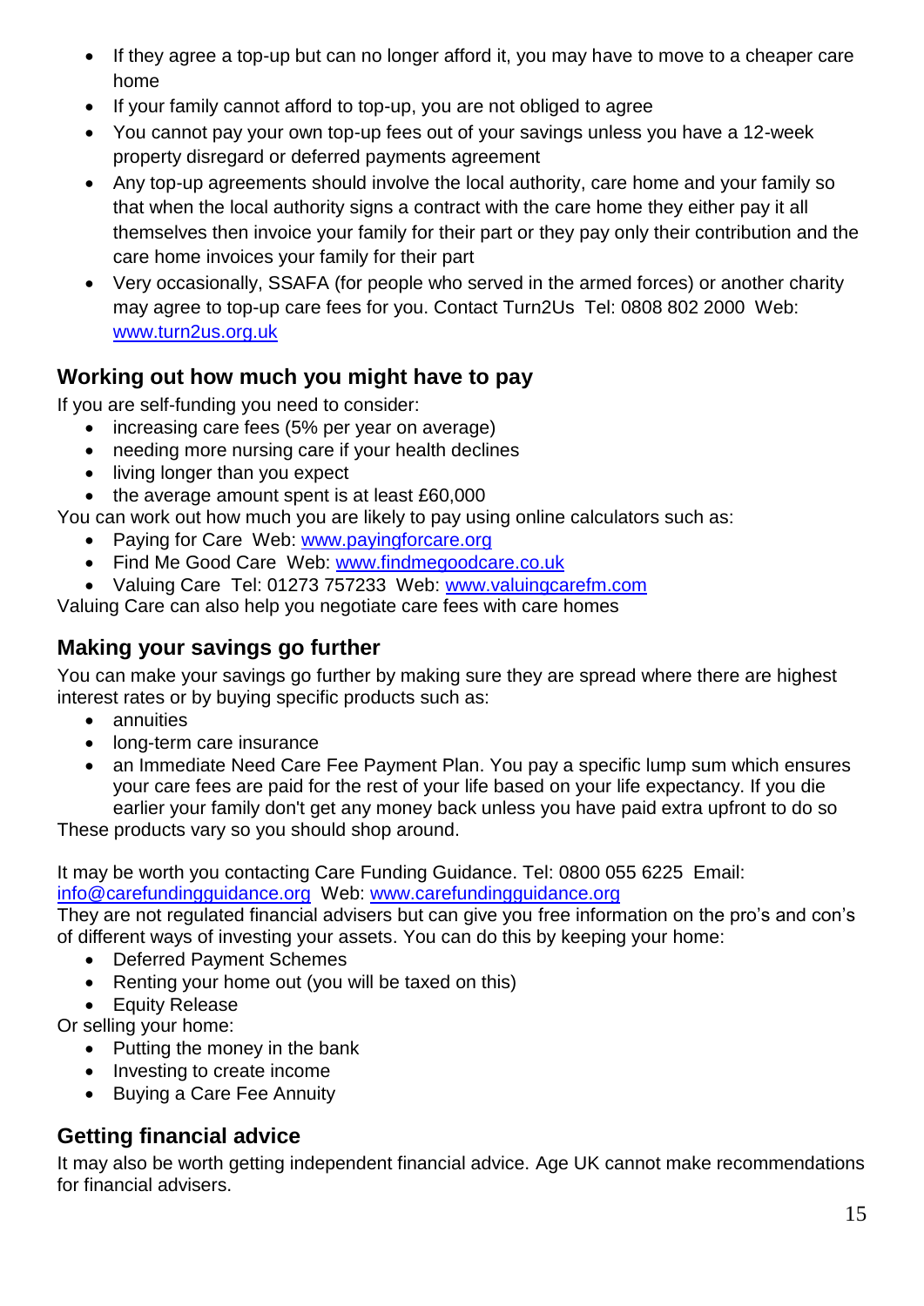- If they agree a top-up but can no longer afford it, you may have to move to a cheaper care home
- If your family cannot afford to top-up, you are not obliged to agree
- You cannot pay your own top-up fees out of your savings unless you have a 12-week property disregard or deferred payments agreement
- Any top-up agreements should involve the local authority, care home and your family so that when the local authority signs a contract with the care home they either pay it all themselves then invoice your family for their part or they pay only their contribution and the care home invoices your family for their part
- Very occasionally, SSAFA (for people who served in the armed forces) or another charity may agree to top-up care fees for you. Contact Turn2Us Tel: 0808 802 2000 Web: [www.turn2us.org.uk](http://www.turn2us.org.uk)

## Working out how much you might have to pay

If you are self-funding you need to consider:

- increasing care fees (5% per year on average)
- needing more nursing care if your health declines
- living longer than you expect
- the average amount spent is at least £60,000

You can work out how much you are likely to pay using online calculators such as:

- Paying for Care Web: [www.payingforcare.org](http://www.payingforcare.org)
- Find Me Good Care Web: [www.findmegoodcare.co.uk](http://www.findmegoodcare.co.uk)
- Valuing Care Tel: 01273 757233 Web: [www.valuingcarefm.com](http://www.valuingcarefm.com)

Valuing Care can also help you negotiate care fees with care homes

## Making your savings go further

You can make your savings go further by making sure they are spread where there are highest interest rates or by buying specific products such as:

- annuities
- long-term care insurance
- an Immediate Need Care Fee Payment Plan. You pay a specific lump sum which ensures your care fees are paid for the rest of your life based on your life expectancy. If you die earlier your family don't get any money back unless you have paid extra upfront to do so

These products vary so you should shop around.

It may be worth you contacting Care Funding Guidance. Tel: 0800 055 6225 Email: [info@carefundingguidance.org](mailto:info@carefundingguidance.org) Web: [www.carefundingguidance.org](http://www.carefundingguidance.org)

They are not regulated financial advisers but can give you free information on the pro's and con's of different ways of investing your assets. You can do this by keeping your home:

- Deferred Payment Schemes
- Renting your home out (you will be taxed on this)
- Equity Release

Or selling your home:

- Putting the money in the bank
- Investing to create income
- Buying a Care Fee Annuity

## Getting financial advice

It may also be worth getting independent financial advice. Age UK cannot make recommendations for financial advisers.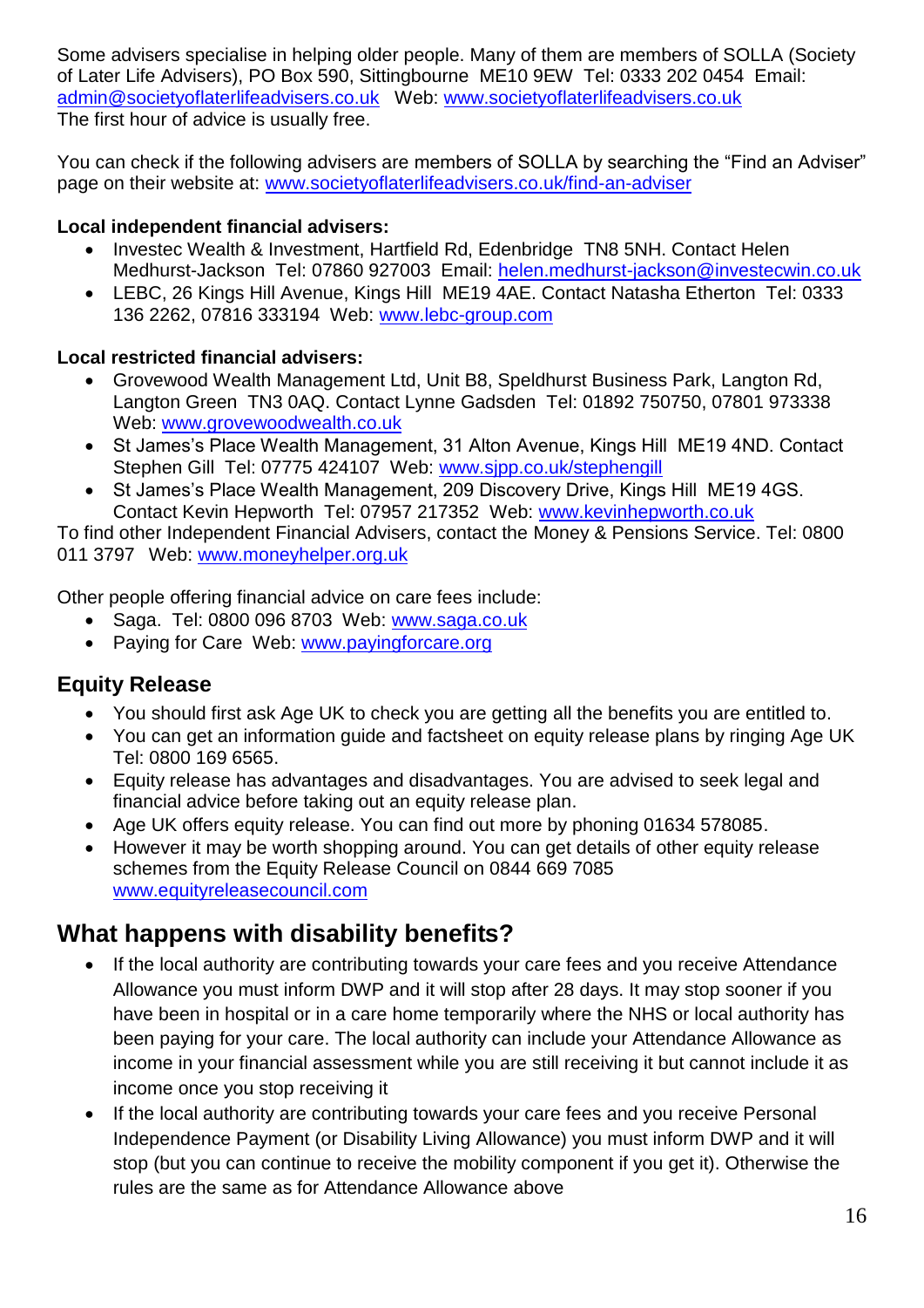Some advisers specialise in helping older people. Many of them are members of SOLLA (Society of Later Life Advisers), PO Box 590, Sittingbourne ME10 9EW Tel: 0333 202 0454 Email: admin@societyoflaterlifeadvisers.co.uk Web: www.societyoflaterlifeadvisers.co.uk
The first hour of advice is usually free.

You can check if the following advisers are members of SOLLA by searching the "Find an Adviser" page on their website at: www.societyoflaterlifeadvisers.co.uk/find-an-adviser

**Local independent financial advisers:**

- Investec Wealth & Investment, Hartfield Rd, Edenbridge TN8 5NH. Contact Helen Medhurst-Jackson Tel: 07860 927003 Email: helen.medhurst-jackson@investecwin.co.uk
- LEBC, 26 Kings Hill Avenue, Kings Hill ME19 4AE. Contact Natasha Etherton Tel: 0333 136 2262, 07816 333194 Web: www.lebc-group.com

**Local restricted financial advisers:**

- Grovewood Wealth Management Ltd, Unit B8, Speldhurst Business Park, Langton Rd, Langton Green TN3 0AQ. Contact Lynne Gadsden Tel: 01892 750750, 07801 973338 Web: www.grovewoodwealth.co.uk
- St James's Place Wealth Management, 31 Alton Avenue, Kings Hill ME19 4ND. Contact Stephen Gill Tel: 07775 424107 Web: www.sjpp.co.uk/stephengill
- St James's Place Wealth Management, 209 Discovery Drive, Kings Hill ME19 4GS. Contact Kevin Hepworth Tel: 07957 217352 Web: www.kevinhepworth.co.uk

To find other Independent Financial Advisers, contact the Money & Pensions Service. Tel: 0800 011 3797 Web: www.moneyhelper.org.uk

Other people offering financial advice on care fees include:

- Saga. Tel: 0800 096 8703 Web: www.saga.co.uk
- Paying for Care Web: www.payingforcare.org

### Equity Release

- You should first ask Age UK to check you are getting all the benefits you are entitled to.
- You can get an information guide and factsheet on equity release plans by ringing Age UK Tel: 0800 169 6565.
- Equity release has advantages and disadvantages. You are advised to seek legal and financial advice before taking out an equity release plan.
- Age UK offers equity release. You can find out more by phoning 01634 578085.
- However it may be worth shopping around. You can get details of other equity release schemes from the Equity Release Council on 0844 669 7085 www.equityreleasecouncil.com

## What happens with disability benefits?

- If the local authority are contributing towards your care fees and you receive Attendance Allowance you must inform DWP and it will stop after 28 days. It may stop sooner if you have been in hospital or in a care home temporarily where the NHS or local authority has been paying for your care. The local authority can include your Attendance Allowance as income in your financial assessment while you are still receiving it but cannot include it as income once you stop receiving it
- If the local authority are contributing towards your care fees and you receive Personal Independence Payment (or Disability Living Allowance) you must inform DWP and it will stop (but you can continue to receive the mobility component if you get it). Otherwise the rules are the same as for Attendance Allowance above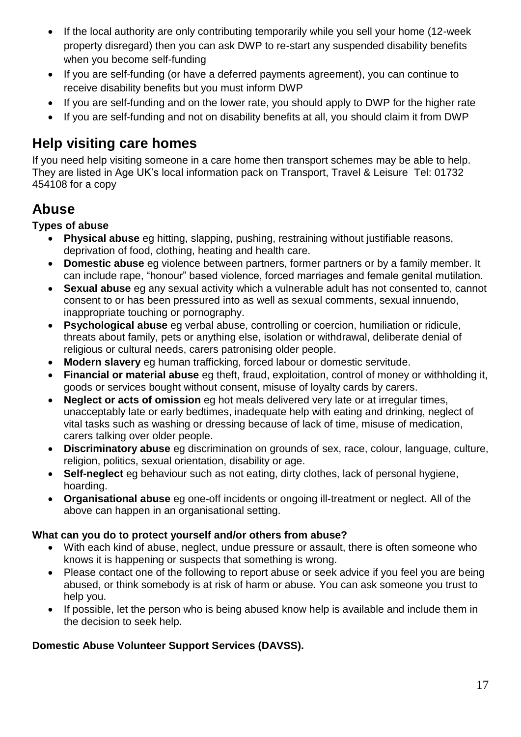- If the local authority are only contributing temporarily while you sell your home (12-week property disregard) then you can ask DWP to re-start any suspended disability benefits when you become self-funding
- If you are self-funding (or have a deferred payments agreement), you can continue to receive disability benefits but you must inform DWP
- If you are self-funding and on the lower rate, you should apply to DWP for the higher rate
- If you are self-funding and not on disability benefits at all, you should claim it from DWP

## Help visiting care homes

If you need help visiting someone in a care home then transport schemes may be able to help. They are listed in Age UK's local information pack on Transport, Travel & Leisure Tel: 01732 454108 for a copy

## Abuse

**Types of abuse**

- **Physical abuse** eg hitting, slapping, pushing, restraining without justifiable reasons, deprivation of food, clothing, heating and health care.
- **Domestic abuse** eg violence between partners, former partners or by a family member. It can include rape, "honour" based violence, forced marriages and female genital mutilation.
- **Sexual abuse** eg any sexual activity which a vulnerable adult has not consented to, cannot consent to or has been pressured into as well as sexual comments, sexual innuendo, inappropriate touching or pornography.
- **Psychological abuse** eg verbal abuse, controlling or coercion, humiliation or ridicule, threats about family, pets or anything else, isolation or withdrawal, deliberate denial of religious or cultural needs, carers patronising older people.
- **Modern slavery** eg human trafficking, forced labour or domestic servitude.
- **Financial or material abuse** eg theft, fraud, exploitation, control of money or withholding it, goods or services bought without consent, misuse of loyalty cards by carers.
- **Neglect or acts of omission** eg hot meals delivered very late or at irregular times, unacceptably late or early bedtimes, inadequate help with eating and drinking, neglect of vital tasks such as washing or dressing because of lack of time, misuse of medication, carers talking over older people.
- **Discriminatory abuse** eg discrimination on grounds of sex, race, colour, language, culture, religion, politics, sexual orientation, disability or age.
- **Self-neglect** eg behaviour such as not eating, dirty clothes, lack of personal hygiene, hoarding.
- **Organisational abuse** eg one-off incidents or ongoing ill-treatment or neglect. All of the above can happen in an organisational setting.

**What can you do to protect yourself and/or others from abuse?**

- With each kind of abuse, neglect, undue pressure or assault, there is often someone who knows it is happening or suspects that something is wrong.
- Please contact one of the following to report abuse or seek advice if you feel you are being abused, or think somebody is at risk of harm or abuse. You can ask someone you trust to help you.
- If possible, let the person who is being abused know help is available and include them in the decision to seek help.

**Domestic Abuse Volunteer Support Services (DAVSS).**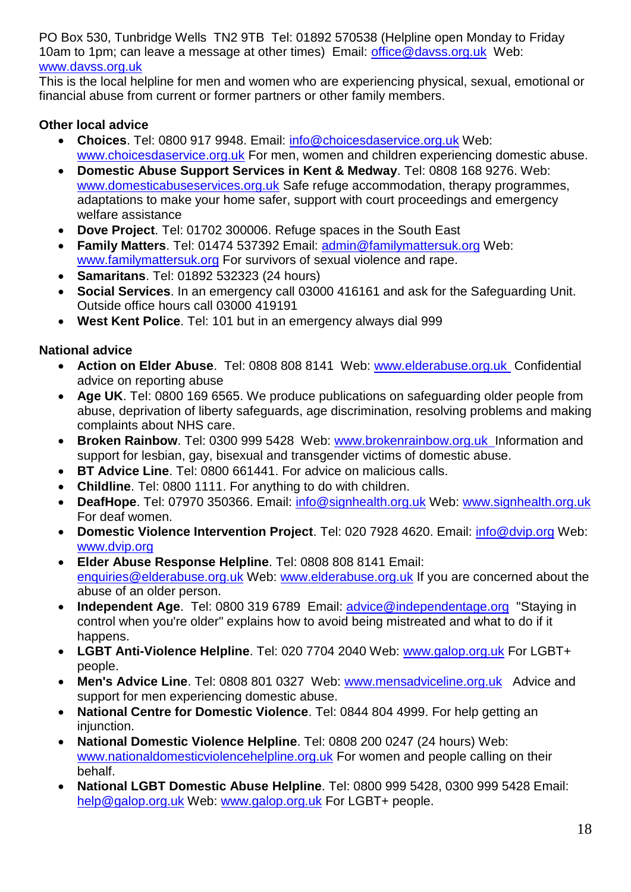PO Box 530, Tunbridge Wells TN2 9TB Tel: 01892 570538 (Helpline open Monday to Friday 10am to 1pm; can leave a message at other times) Email: office@davss.org.uk Web: www.davss.org.uk

This is the local helpline for men and women who are experiencing physical, sexual, emotional or financial abuse from current or former partners or other family members.

**Other local advice**

- **Choices**. Tel: 0800 917 9948. Email: info@choicesdaservice.org.uk Web: www.choicesdaservice.org.uk For men, women and children experiencing domestic abuse.
- **Domestic Abuse Support Services in Kent & Medway**. Tel: 0808 168 9276. Web: www.domesticabuseservices.org.uk Safe refuge accommodation, therapy programmes, adaptations to make your home safer, support with court proceedings and emergency welfare assistance
- **Dove Project**. Tel: 01702 300006. Refuge spaces in the South East
- **Family Matters**. Tel: 01474 537392 Email: admin@familymattersuk.org Web: www.familymattersuk.org For survivors of sexual violence and rape.
- **Samaritans**. Tel: 01892 532323 (24 hours)
- **Social Services**. In an emergency call 03000 416161 and ask for the Safeguarding Unit. Outside office hours call 03000 419191
- **West Kent Police**. Tel: 101 but in an emergency always dial 999

**National advice**

- **Action on Elder Abuse**. Tel: 0808 808 8141 Web: www.elderabuse.org.uk Confidential advice on reporting abuse
- **Age UK**. Tel: 0800 169 6565. We produce publications on safeguarding older people from abuse, deprivation of liberty safeguards, age discrimination, resolving problems and making complaints about NHS care.
- **Broken Rainbow**. Tel: 0300 999 5428 Web: www.brokenrainbow.org.uk Information and support for lesbian, gay, bisexual and transgender victims of domestic abuse.
- **BT Advice Line**. Tel: 0800 661441. For advice on malicious calls.
- **Childline**. Tel: 0800 1111. For anything to do with children.
- **DeafHope**. Tel: 07970 350366. Email: info@signhealth.org.uk Web: www.signhealth.org.uk For deaf women.
- **Domestic Violence Intervention Project**. Tel: 020 7928 4620. Email: info@dvip.org Web: www.dvip.org
- **Elder Abuse Response Helpline**. Tel: 0808 808 8141 Email: enquiries@elderabuse.org.uk Web: www.elderabuse.org.uk If you are concerned about the abuse of an older person.
- **Independent Age**. Tel: 0800 319 6789 Email: advice@independentage.org "Staying in control when you're older" explains how to avoid being mistreated and what to do if it happens.
- **LGBT Anti-Violence Helpline**. Tel: 020 7704 2040 Web: www.galop.org.uk For LGBT+ people.
- **Men's Advice Line**. Tel: 0808 801 0327 Web: www.mensadviceline.org.uk Advice and support for men experiencing domestic abuse.
- **National Centre for Domestic Violence**. Tel: 0844 804 4999. For help getting an injunction.
- **National Domestic Violence Helpline**. Tel: 0808 200 0247 (24 hours) Web: www.nationaldomesticviolencehelpline.org.uk For women and people calling on their behalf.
- **National LGBT Domestic Abuse Helpline**. Tel: 0800 999 5428, 0300 999 5428 Email: help@galop.org.uk Web: www.galop.org.uk For LGBT+ people.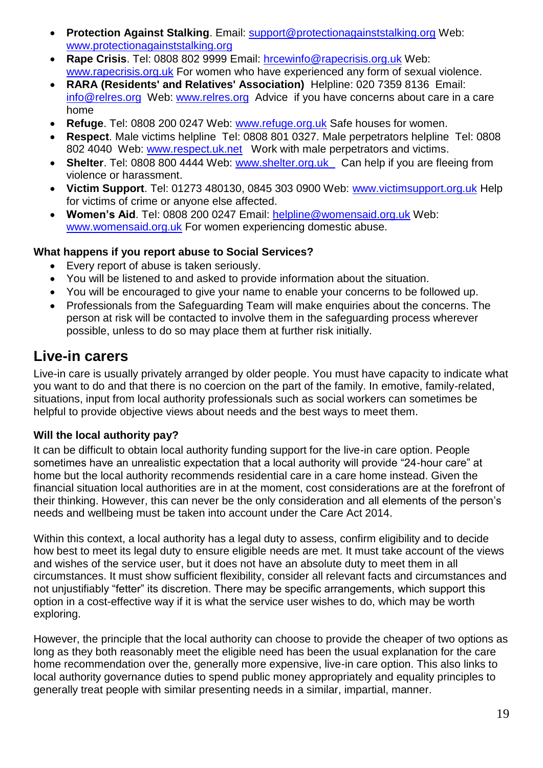- **Protection Against Stalking**. Email: support@protectionagainststalking.org Web: www.protectionagainststalking.org
- **Rape Crisis**. Tel: 0808 802 9999 Email: hrcewinfo@rapecrisis.org.uk Web: www.rapecrisis.org.uk For women who have experienced any form of sexual violence.
- **RARA (Residents' and Relatives' Association)** Helpline: 020 7359 8136 Email: info@relres.org Web: www.relres.org Advice if you have concerns about care in a care home
- **Refuge**. Tel: 0808 200 0247 Web: www.refuge.org.uk Safe houses for women.
- **Respect**. Male victims helpline Tel: 0808 801 0327. Male perpetrators helpline Tel: 0808 802 4040 Web: www.respect.uk.net Work with male perpetrators and victims.
- **Shelter**. Tel: 0808 800 4444 Web: www.shelter.org.uk Can help if you are fleeing from violence or harassment.
- **Victim Support**. Tel: 01273 480130, 0845 303 0900 Web: www.victimsupport.org.uk Help for victims of crime or anyone else affected.
- **Women's Aid**. Tel: 0808 200 0247 Email: helpline@womensaid.org.uk Web: www.womensaid.org.uk For women experiencing domestic abuse.

### What happens if you report abuse to Social Services?

- Every report of abuse is taken seriously.
- You will be listened to and asked to provide information about the situation.
- You will be encouraged to give your name to enable your concerns to be followed up.
- Professionals from the Safeguarding Team will make enquiries about the concerns. The person at risk will be contacted to involve them in the safeguarding process wherever possible, unless to do so may place them at further risk initially.

## Live-in carers

Live-in care is usually privately arranged by older people. You must have capacity to indicate what you want to do and that there is no coercion on the part of the family. In emotive, family-related, situations, input from local authority professionals such as social workers can sometimes be helpful to provide objective views about needs and the best ways to meet them.

### Will the local authority pay?

It can be difficult to obtain local authority funding support for the live-in care option. People sometimes have an unrealistic expectation that a local authority will provide "24-hour care" at home but the local authority recommends residential care in a care home instead. Given the financial situation local authorities are in at the moment, cost considerations are at the forefront of their thinking. However, this can never be the only consideration and all elements of the person's needs and wellbeing must be taken into account under the Care Act 2014.

Within this context, a local authority has a legal duty to assess, confirm eligibility and to decide how best to meet its legal duty to ensure eligible needs are met. It must take account of the views and wishes of the service user, but it does not have an absolute duty to meet them in all circumstances. It must show sufficient flexibility, consider all relevant facts and circumstances and not unjustifiably "fetter" its discretion. There may be specific arrangements, which support this option in a cost-effective way if it is what the service user wishes to do, which may be worth exploring.

However, the principle that the local authority can choose to provide the cheaper of two options as long as they both reasonably meet the eligible need has been the usual explanation for the care home recommendation over the, generally more expensive, live-in care option. This also links to local authority governance duties to spend public money appropriately and equality principles to generally treat people with similar presenting needs in a similar, impartial, manner.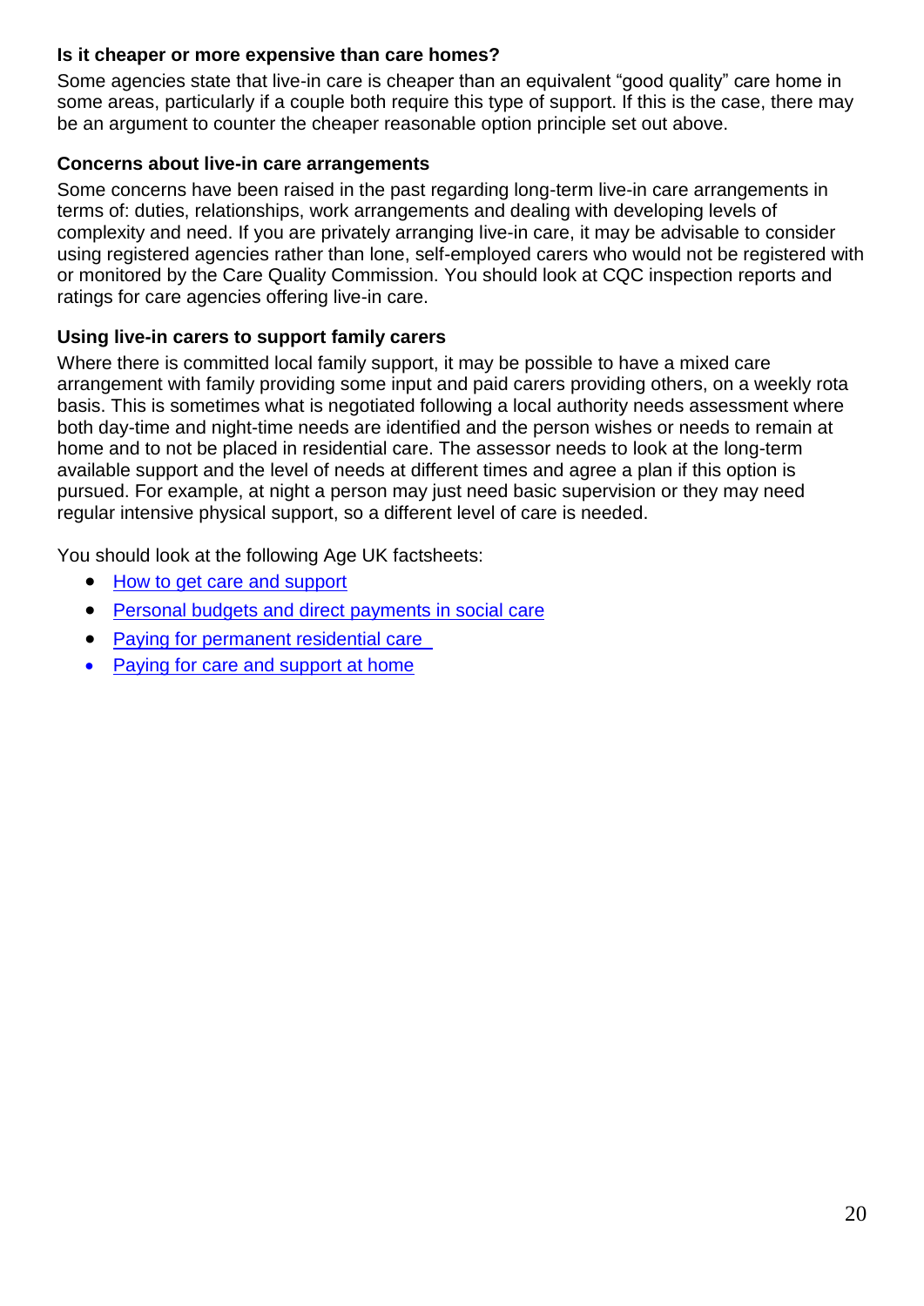**Is it cheaper or more expensive than care homes?**

Some agencies state that live-in care is cheaper than an equivalent "good quality" care home in some areas, particularly if a couple both require this type of support. If this is the case, there may be an argument to counter the cheaper reasonable option principle set out above.

**Concerns about live-in care arrangements**

Some concerns have been raised in the past regarding long-term live-in care arrangements in terms of: duties, relationships, work arrangements and dealing with developing levels of complexity and need. If you are privately arranging live-in care, it may be advisable to consider using registered agencies rather than lone, self-employed carers who would not be registered with or monitored by the Care Quality Commission. You should look at CQC inspection reports and ratings for care agencies offering live-in care.

**Using live-in carers to support family carers**

Where there is committed local family support, it may be possible to have a mixed care arrangement with family providing some input and paid carers providing others, on a weekly rota basis. This is sometimes what is negotiated following a local authority needs assessment where both day-time and night-time needs are identified and the person wishes or needs to remain at home and to not be placed in residential care. The assessor needs to look at the long-term available support and the level of needs at different times and agree a plan if this option is pursued. For example, at night a person may just need basic supervision or they may need regular intensive physical support, so a different level of care is needed.

You should look at the following Age UK factsheets:

- How to get care and support
- Personal budgets and direct payments in social care
- Paying for permanent residential care
- Paying for care and support at home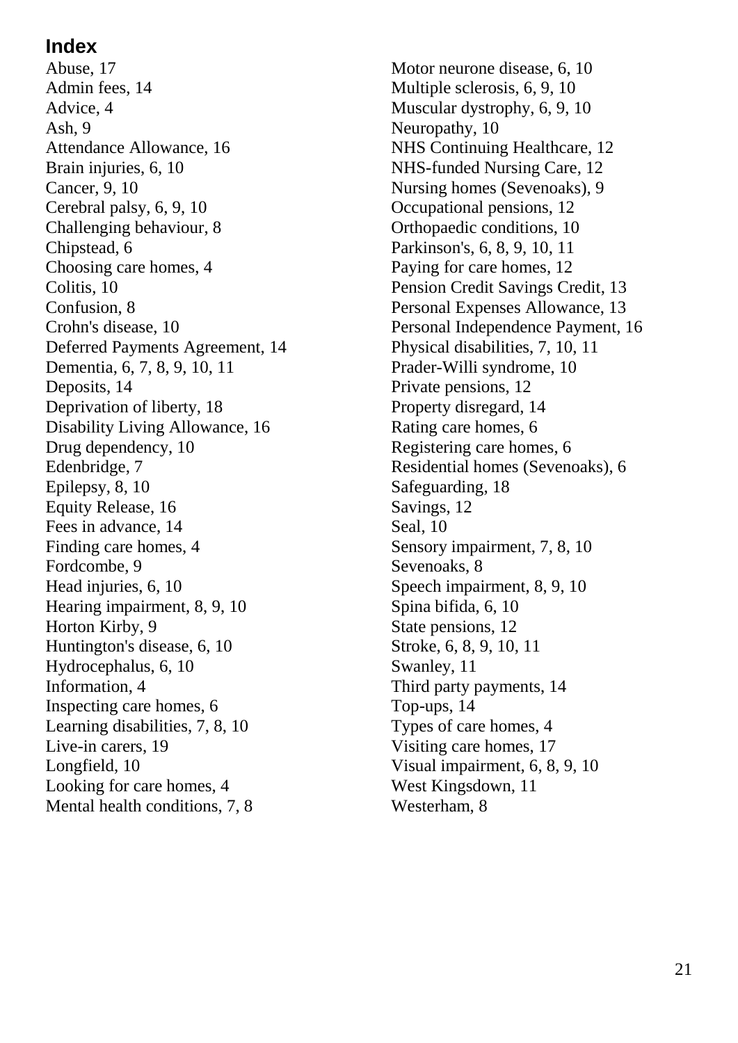# Index

Abuse, 17
Admin fees, 14
Advice, 4
Ash, 9
Attendance Allowance, 16
Brain injuries, 6, 10
Cancer, 9, 10
Cerebral palsy, 6, 9, 10
Challenging behaviour, 8
Chipstead, 6
Choosing care homes, 4
Colitis, 10
Confusion, 8
Crohn's disease, 10
Deferred Payments Agreement, 14
Dementia, 6, 7, 8, 9, 10, 11
Deposits, 14
Deprivation of liberty, 18
Disability Living Allowance, 16
Drug dependency, 10
Edenbridge, 7
Epilepsy, 8, 10
Equity Release, 16
Fees in advance, 14
Finding care homes, 4
Fordcombe, 9
Head injuries, 6, 10
Hearing impairment, 8, 9, 10
Horton Kirby, 9
Huntington's disease, 6, 10
Hydrocephalus, 6, 10
Information, 4
Inspecting care homes, 6
Learning disabilities, 7, 8, 10
Live-in carers, 19
Longfield, 10
Looking for care homes, 4
Mental health conditions, 7, 8
Motor neurone disease, 6, 10
Multiple sclerosis, 6, 9, 10
Muscular dystrophy, 6, 9, 10
Neuropathy, 10
NHS Continuing Healthcare, 12
NHS-funded Nursing Care, 12
Nursing homes (Sevenoaks), 9
Occupational pensions, 12
Orthopaedic conditions, 10
Parkinson's, 6, 8, 9, 10, 11
Paying for care homes, 12
Pension Credit Savings Credit, 13
Personal Expenses Allowance, 13
Personal Independence Payment, 16
Physical disabilities, 7, 10, 11
Prader-Willi syndrome, 10
Private pensions, 12
Property disregard, 14
Rating care homes, 6
Registering care homes, 6
Residential homes (Sevenoaks), 6
Safeguarding, 18
Savings, 12
Seal, 10
Sensory impairment, 7, 8, 10
Sevenoaks, 8
Speech impairment, 8, 9, 10
Spina bifida, 6, 10
State pensions, 12
Stroke, 6, 8, 9, 10, 11
Swanley, 11
Third party payments, 14
Top-ups, 14
Types of care homes, 4
Visiting care homes, 17
Visual impairment, 6, 8, 9, 10
West Kingsdown, 11
Westerham, 8